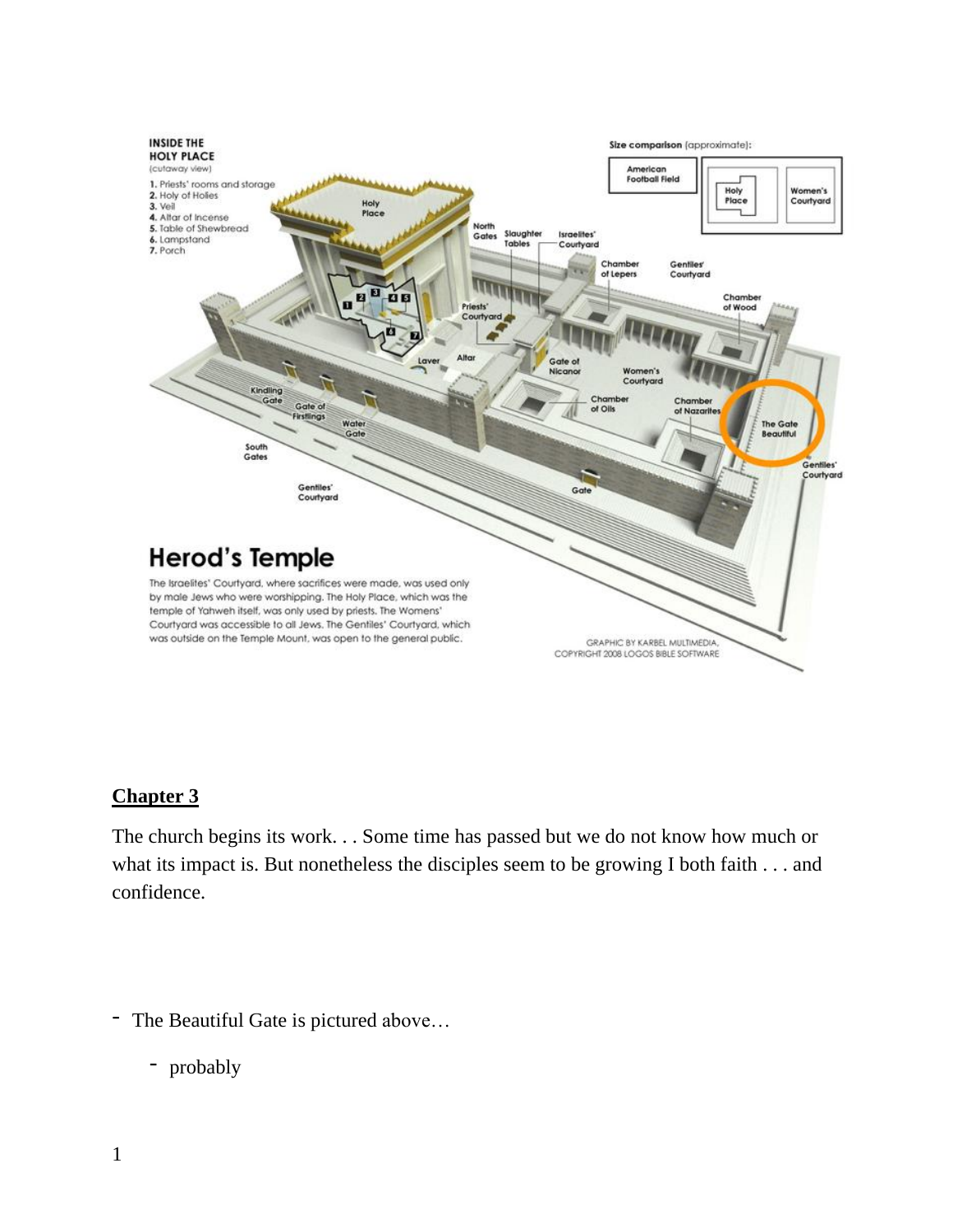**Herod's Temple**

The Israelites' Courtyard, where sacrifices were made, was used only by male Jews who were worshipping. The Holy Place, which was the temple of Yahweh itself, was only used by priests. The Womens' Courtyard was accessible to all Jews. The Gentiles' Courtyard, which was outside on the Temple Mount, was open to the general public.

GRAPHIC BY KARBEL MULTIMEDIA, COPYRIGHT 2008 LOGOS BIBLE SOFTWARE

## **Chapter 3**

The church begins its work. . . Some time has passed but we do not know how much or what its impact is. But nonetheless the disciples seem to be growing I both faith . . . and confidence.

- The Beautiful Gate is pictured above…
  - probably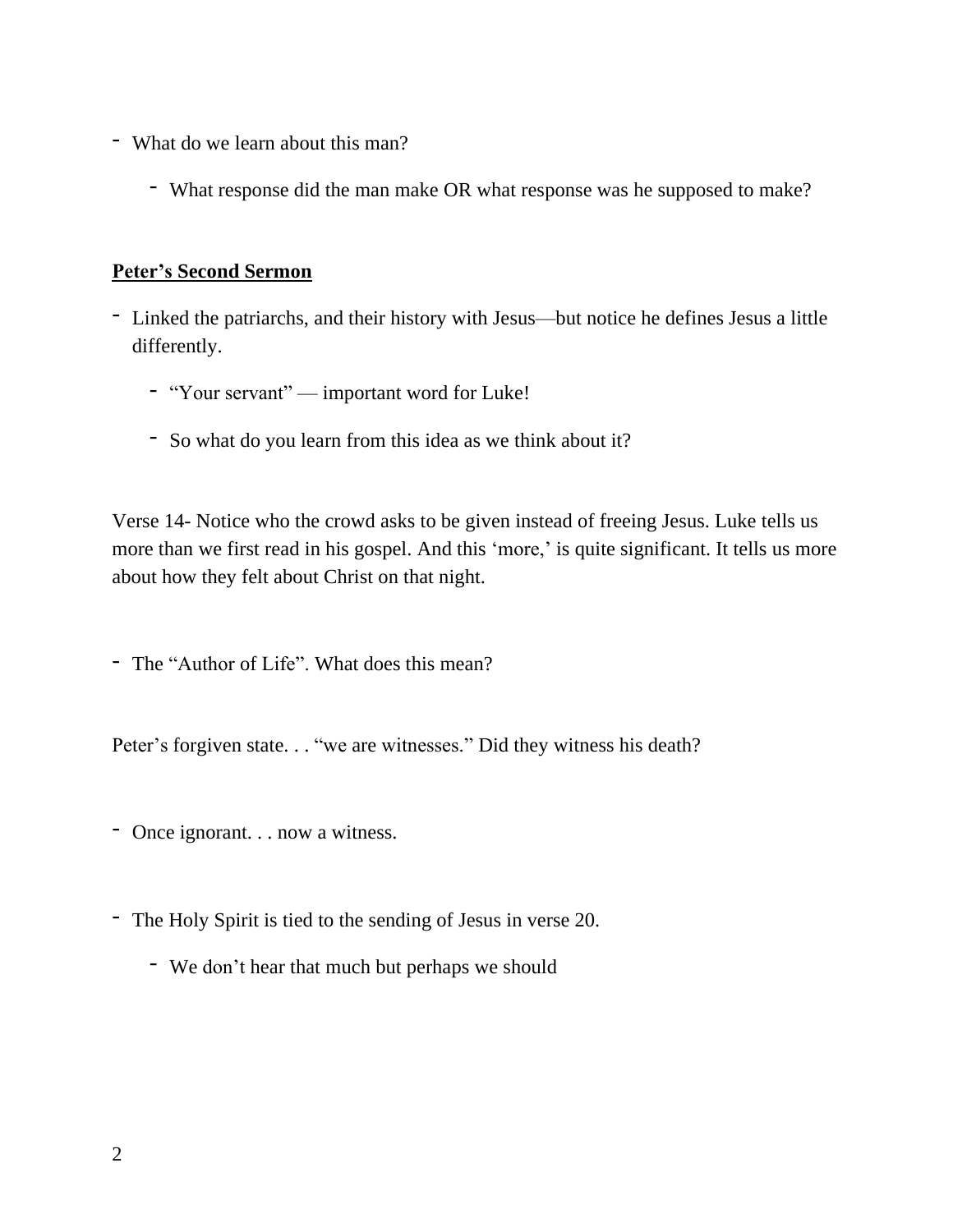- What do we learn about this man?
  - What response did the man make OR what response was he supposed to make?

**<u>Peter's Second Sermon</u>**

- Linked the patriarchs, and their history with Jesus—but notice he defines Jesus a little differently.
  - "Your servant" — important word for Luke!
  - So what do you learn from this idea as we think about it?

Verse 14- Notice who the crowd asks to be given instead of freeing Jesus. Luke tells us more than we first read in his gospel. And this 'more,' is quite significant. It tells us more about how they felt about Christ on that night.

- The "Author of Life". What does this mean?

Peter's forgiven state. . . "we are witnesses." Did they witness his death?

- Once ignorant. . . now a witness.

- The Holy Spirit is tied to the sending of Jesus in verse 20.
  - We don't hear that much but perhaps we should